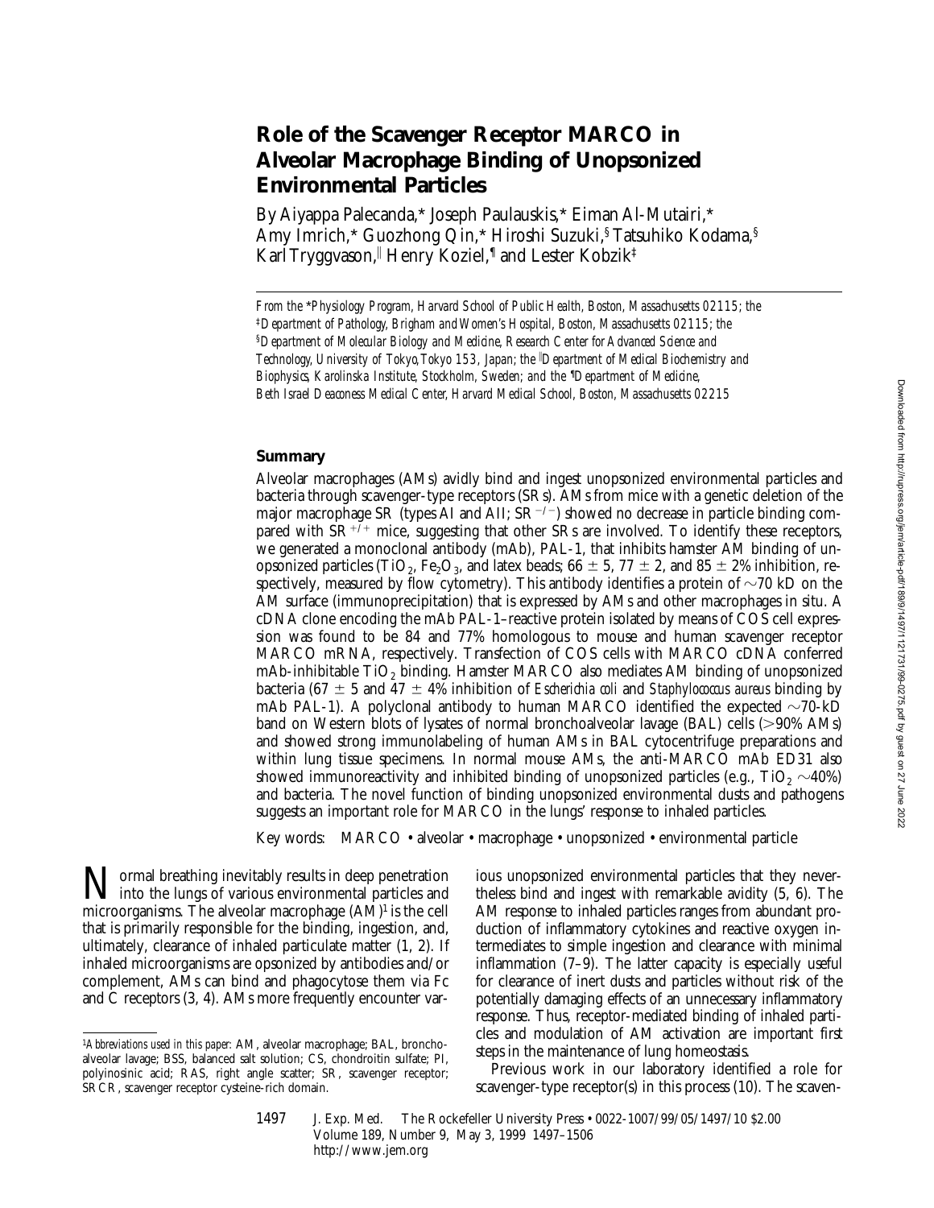# Role of the Scavenger Receptor MARCO in Alveolar Macrophage Binding of Unopsonized Environmental Particles

By Aiyappa Palecanda,* Joseph Paulauskis,* Eiman Al-Mutairi,* Amy Imrich,* Guozhong Qin,* Hiroshi Suzuki,§ Tatsuhiko Kodama,§ Karl Tryggvason,‖ Henry Koziel,¶ and Lester Kobzik‡

*From the \*Physiology Program, Harvard School of Public Health, Boston, Massachusetts 02115; the ‡Department of Pathology, Brigham and Women's Hospital, Boston, Massachusetts 02115; the §Department of Molecular Biology and Medicine, Research Center for Advanced Science and Technology, University of Tokyo, Tokyo 153, Japan; the ‖Department of Medical Biochemistry and Biophysics, Karolinska Institute, Stockholm, Sweden; and the ¶Department of Medicine, Beth Israel Deaconess Medical Center, Harvard Medical School, Boston, Massachusetts 02215*

## Summary

Alveolar macrophages (AMs) avidly bind and ingest unopsonized environmental particles and bacteria through scavenger-type receptors (SRs). AMs from mice with a genetic deletion of the major macrophage SR (types AI and AII; $SR^{-/-}$) showed no decrease in particle binding compared with $SR^{+/+}$ mice, suggesting that other SRs are involved. To identify these receptors, we generated a monoclonal antibody (mAb), PAL-1, that inhibits hamster AM binding of unopsonized particles ($TiO_2$, $Fe_2O_3$, and latex beads; $66 \pm 5$, $77 \pm 2$, and $85 \pm 2$% inhibition, respectively, measured by flow cytometry). This antibody identifies a protein of ~70 kD on the AM surface (immunoprecipitation) that is expressed by AMs and other macrophages in situ. A cDNA clone encoding the mAb PAL-1–reactive protein isolated by means of COS cell expression was found to be 84 and 77% homologous to mouse and human scavenger receptor MARCO mRNA, respectively. Transfection of COS cells with MARCO cDNA conferred mAb-inhibitable $TiO_2$ binding. Hamster MARCO also mediates AM binding of unopsonized bacteria ($67 \pm 5$ and $47 \pm 4$% inhibition of *Escherichia coli* and *Staphylococcus aureus* binding by mAb PAL-1). A polyclonal antibody to human MARCO identified the expected ~70-kD band on Western blots of lysates of normal bronchoalveolar lavage (BAL) cells (>90% AMs) and showed strong immunolabeling of human AMs in BAL cytocentrifuge preparations and within lung tissue specimens. In normal mouse AMs, the anti-MARCO mAb ED31 also showed immunoreactivity and inhibited binding of unopsonized particles (e.g., $TiO_2$ ~40%) and bacteria. The novel function of binding unopsonized environmental dusts and pathogens suggests an important role for MARCO in the lungs' response to inhaled particles.

Key words: MARCO • alveolar • macrophage • unopsonized • environmental particle

Normal breathing inevitably results in deep penetration into the lungs of various environmental particles and microorganisms. The alveolar macrophage (AM)[1] is the cell that is primarily responsible for the binding, ingestion, and, ultimately, clearance of inhaled particulate matter (1, 2). If inhaled microorganisms are opsonized by antibodies and/or complement, AMs can bind and phagocytose them via Fc and C receptors (3, 4). AMs more frequently encounter various unopsonized environmental particles that they nevertheless bind and ingest with remarkable avidity (5, 6). The AM response to inhaled particles ranges from abundant production of inflammatory cytokines and reactive oxygen intermediates to simple ingestion and clearance with minimal inflammation (7–9). The latter capacity is especially useful for clearance of inert dusts and particles without risk of the potentially damaging effects of an unnecessary inflammatory response. Thus, receptor-mediated binding of inhaled particles and modulation of AM activation are important first steps in the maintenance of lung homeostasis.

Previous work in our laboratory identified a role for scavenger-type receptor(s) in this process (10). The scaven-

[1] *Abbreviations used in this paper:* AM, alveolar macrophage; BAL, bronchoalveolar lavage; BSS, balanced salt solution; CS, chondroitin sulfate; PI, polyinosinic acid; RAS, right angle scatter; SR, scavenger receptor; SRCR, scavenger receptor cysteine-rich domain.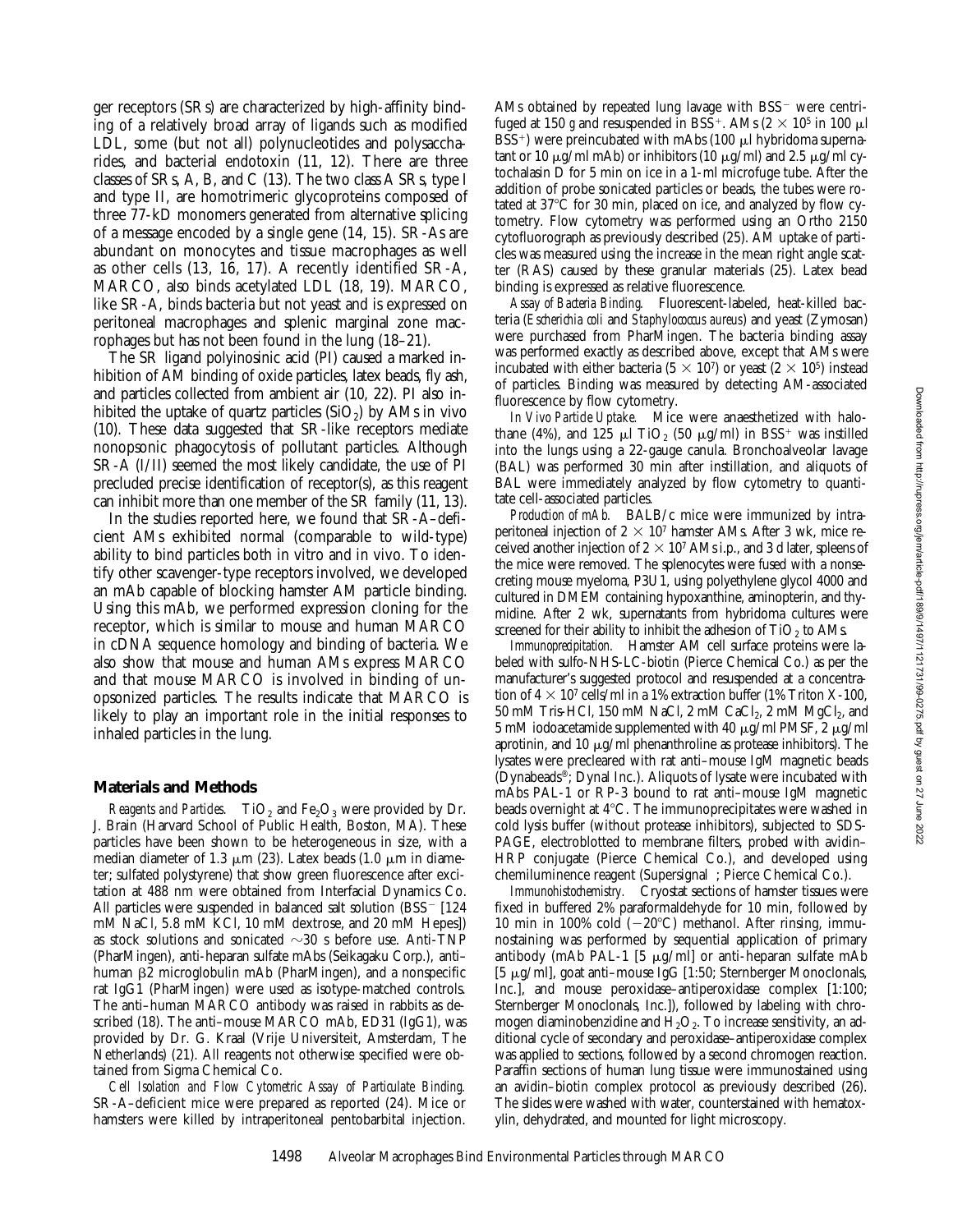ger receptors (SRs) are characterized by high-affinity binding of a relatively broad array of ligands such as modified LDL, some (but not all) polynucleotides and polysaccharides, and bacterial endotoxin (11, 12). There are three classes of SRs, A, B, and C (13). The two class A SRs, type I and type II, are homotrimeric glycoproteins composed of three 77-kD monomers generated from alternative splicing of a message encoded by a single gene (14, 15). SR-As are abundant on monocytes and tissue macrophages as well as other cells (13, 16, 17). A recently identified SR-A, MARCO, also binds acetylated LDL (18, 19). MARCO, like SR-A, binds bacteria but not yeast and is expressed on peritoneal macrophages and splenic marginal zone macrophages but has not been found in the lung (18–21).

The SR ligand polyinosinic acid (PI) caused a marked inhibition of AM binding of oxide particles, latex beads, fly ash, and particles collected from ambient air (10, 22). PI also inhibited the uptake of quartz particles ($SiO_2$) by AMs in vivo (10). These data suggested that SR-like receptors mediate nonopsonic phagocytosis of pollutant particles. Although SR-A (I/II) seemed the most likely candidate, the use of PI precluded precise identification of receptor(s), as this reagent can inhibit more than one member of the SR family (11, 13).

In the studies reported here, we found that SR-A–deficient AMs exhibited normal (comparable to wild-type) ability to bind particles both in vitro and in vivo. To identify other scavenger-type receptors involved, we developed an mAb capable of blocking hamster AM particle binding. Using this mAb, we performed expression cloning for the receptor, which is similar to mouse and human MARCO in cDNA sequence homology and binding of bacteria. We also show that mouse and human AMs express MARCO and that mouse MARCO is involved in binding of unopsonized particles. The results indicate that MARCO is likely to play an important role in the initial responses to inhaled particles in the lung.

## Materials and Methods

*Reagents and Particles.* $TiO_2$ and $Fe_2O_3$ were provided by Dr. J. Brain (Harvard School of Public Health, Boston, MA). These particles have been shown to be heterogeneous in size, with a median diameter of 1.3 μm (23). Latex beads (1.0 μm in diameter; sulfated polystyrene) that show green fluorescence after excitation at 488 nm were obtained from Interfacial Dynamics Co. All particles were suspended in balanced salt solution ($BSS^-$ [124 mM NaCl, 5.8 mM KCl, 10 mM dextrose, and 20 mM Hepes]) as stock solutions and sonicated ~30 s before use. Anti-TNP (PharMingen), anti-heparan sulfate mAbs (Seikagaku Corp.), anti–human β2 microglobulin mAb (PharMingen), and a nonspecific rat IgG1 (PharMingen) were used as isotype-matched controls. The anti–human MARCO antibody was raised in rabbits as described (18). The anti–mouse MARCO mAb, ED31 (IgG1), was provided by Dr. G. Kraal (Vrije Universiteit, Amsterdam, The Netherlands) (21). All reagents not otherwise specified were obtained from Sigma Chemical Co.

*Cell Isolation and Flow Cytometric Assay of Particulate Binding.* SR-A–deficient mice were prepared as reported (24). Mice or hamsters were killed by intraperitoneal pentobarbital injection. AMs obtained by repeated lung lavage with $BSS^-$ were centrifuged at 150 *g* and resuspended in $BSS^+$. AMs ($2 \times 10^5$ in 100 μl $BSS^+$) were preincubated with mAbs (100 μl hybridoma supernatant or 10 μg/ml mAb) or inhibitors (10 μg/ml) and 2.5 μg/ml cytochalasin D for 5 min on ice in a 1-ml microfuge tube. After the addition of probe sonicated particles or beads, the tubes were rotated at 37°C for 30 min, placed on ice, and analyzed by flow cytometry. Flow cytometry was performed using an Ortho 2150 cytofluorograph as previously described (25). AM uptake of particles was measured using the increase in the mean right angle scatter (RAS) caused by these granular materials (25). Latex bead binding is expressed as relative fluorescence.

*Assay of Bacteria Binding.* Fluorescent-labeled, heat-killed bacteria (*Escherichia coli* and *Staphylococcus aureus*) and yeast (Zymosan) were purchased from PharMingen. The bacteria binding assay was performed exactly as described above, except that AMs were incubated with either bacteria ($5 \times 10^7$) or yeast ($2 \times 10^5$) instead of particles. Binding was measured by detecting AM-associated fluorescence by flow cytometry.

*In Vivo Particle Uptake.* Mice were anaesthetized with halothane (4%), and 125 μl $TiO_2$ (50 μg/ml) in $BSS^+$ was instilled into the lungs using a 22-gauge canula. Bronchoalveolar lavage (BAL) was performed 30 min after instillation, and aliquots of BAL were immediately analyzed by flow cytometry to quantitate cell-associated particles.

*Production of mAb.* BALB/c mice were immunized by intraperitoneal injection of $2 \times 10^7$ hamster AMs. After 3 wk, mice received another injection of $2 \times 10^7$ AMs i.p., and 3 d later, spleens of the mice were removed. The splenocytes were fused with a nonsecreting mouse myeloma, P3U1, using polyethylene glycol 4000 and cultured in DMEM containing hypoxanthine, aminopterin, and thymidine. After 2 wk, supernatants from hybridoma cultures were screened for their ability to inhibit the adhesion of $TiO_2$ to AMs.

*Immunoprecipitation.* Hamster AM cell surface proteins were labeled with sulfo-NHS-LC-biotin (Pierce Chemical Co.) as per the manufacturer's suggested protocol and resuspended at a concentration of $4 \times 10^7$ cells/ml in a 1% extraction buffer (1% Triton X-100, 50 mM Tris-HCl, 150 mM NaCl, 2 mM $CaCl_2$, 2 mM $MgCl_2$, and 5 mM iodoacetamide supplemented with 40 μg/ml PMSF, 2 μg/ml aprotinin, and 10 μg/ml phenanthroline as protease inhibitors). The lysates were precleared with rat anti–mouse IgM magnetic beads (Dynabeads®; Dynal Inc.). Aliquots of lysate were incubated with mAbs PAL-1 or RP-3 bound to rat anti–mouse IgM magnetic beads overnight at 4°C. The immunoprecipitates were washed in cold lysis buffer (without protease inhibitors), subjected to SDS-PAGE, electroblotted to membrane filters, probed with avidin–HRP conjugate (Pierce Chemical Co.), and developed using chemiluminence reagent (Supersignal ; Pierce Chemical Co.).

*Immunohistochemistry.* Cryostat sections of hamster tissues were fixed in buffered 2% paraformaldehyde for 10 min, followed by 10 min in 100% cold (−20°C) methanol. After rinsing, immunostaining was performed by sequential application of primary antibody (mAb PAL-1 [5 μg/ml] or anti-heparan sulfate mAb [5 μg/ml], goat anti–mouse IgG [1:50; Sternberger Monoclonals, Inc.], and mouse peroxidase–antiperoxidase complex [1:100; Sternberger Monoclonals, Inc.]), followed by labeling with chromogen diaminobenzidine and $H_2O_2$. To increase sensitivity, an additional cycle of secondary and peroxidase–antiperoxidase complex was applied to sections, followed by a second chromogen reaction. Paraffin sections of human lung tissue were immunostained using an avidin–biotin complex protocol as previously described (26). The slides were washed with water, counterstained with hematoxylin, dehydrated, and mounted for light microscopy.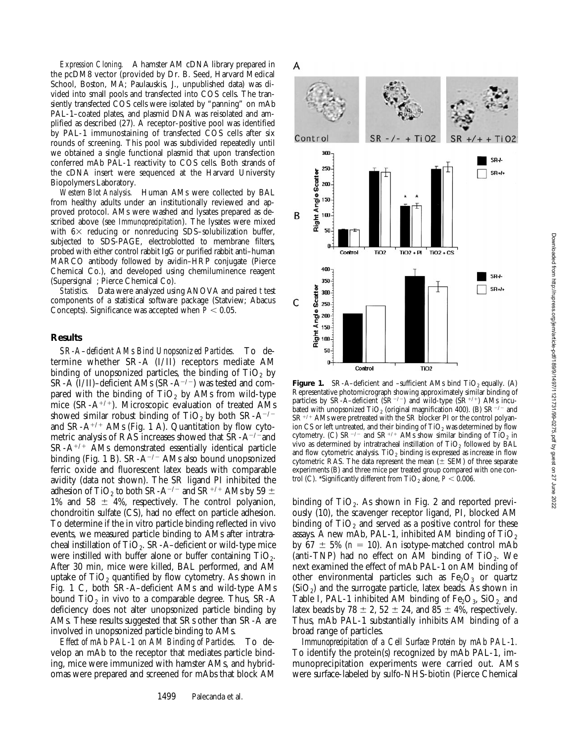*Expression Cloning.* A hamster AM cDNA library prepared in the pcDM8 vector (provided by Dr. B. Seed, Harvard Medical School, Boston, MA; Paulauskis, J., unpublished data) was divided into small pools and transfected into COS cells. The transiently transfected COS cells were isolated by "panning" on mAb PAL-1–coated plates, and plasmid DNA was reisolated and amplified as described (27). A receptor-positive pool was identified by PAL-1 immunostaining of transfected COS cells after six rounds of screening. This pool was subdivided repeatedly until we obtained a single functional plasmid that upon transfection conferred mAb PAL-1 reactivity to COS cells. Both strands of the cDNA insert were sequenced at the Harvard University Biopolymers Laboratory.

*Western Blot Analysis.* Human AMs were collected by BAL from healthy adults under an institutionally reviewed and approved protocol. AMs were washed and lysates prepared as described above (see *Immunoprecipitation*). The lysates were mixed with 6× reducing or nonreducing SDS–solubilization buffer, subjected to SDS-PAGE, electroblotted to membrane filters, probed with either control rabbit IgG or purified rabbit anti–human MARCO antibody followed by avidin–HRP conjugate (Pierce Chemical Co.), and developed using chemiluminence reagent (Supersignal ; Pierce Chemical Co).

*Statistics.* Data were analyzed using ANOVA and paired *t* test components of a statistical software package (Statview; Abacus Concepts). Significance was accepted when $P < 0.05$.

## Results

*SR-A–deficient AMs Bind Unopsonized Particles.* To determine whether SR-A (I/II) receptors mediate AM binding of unopsonized particles, the binding of $TiO_2$ by SR-A (I/II)–deficient AMs (SR-A$^{-/-}$) was tested and compared with the binding of $TiO_2$ by AMs from wild-type mice (SR-A$^{+/+}$). Microscopic evaluation of treated AMs showed similar robust binding of $TiO_2$ by both SR-A$^{-/-}$ and SR-A$^{+/+}$ AMs (Fig. 1 A). Quantitation by flow cytometric analysis of RAS increases showed that SR-A$^{-/-}$ and SR-A$^{+/+}$ AMs demonstrated essentially identical particle binding (Fig. 1 B). SR-A$^{-/-}$ AMs also bound unopsonized ferric oxide and fluorescent latex beads with comparable avidity (data not shown). The SR ligand PI inhibited the adhesion of $TiO_2$ to both SR-A$^{-/-}$ and SR$^{+/+}$ AMs by 59 ± 1% and 58 ± 4%, respectively. The control polyanion, chondroitin sulfate (CS), had no effect on particle adhesion. To determine if the in vitro particle binding reflected in vivo events, we measured particle binding to AMs after intratracheal instillation of $TiO_2$. SR-A–deficient or wild-type mice were instilled with buffer alone or buffer containing $TiO_2$. After 30 min, mice were killed, BAL performed, and AM uptake of $TiO_2$ quantified by flow cytometry. As shown in Fig. 1 C, both SR-A–deficient AMs and wild-type AMs bound $TiO_2$ in vivo to a comparable degree. Thus, SR-A deficiency does not alter unopsonized particle binding by AMs. These results suggested that SRs other than SR-A are involved in unopsonized particle binding to AMs.

*Effect of mAb PAL-1 on AM Binding of Particles.* To develop an mAb to the receptor that mediates particle binding, mice were immunized with hamster AMs, and hybridomas were prepared and screened for mAbs that block AM binding of $TiO_2$. As shown in Fig. 2 and reported previously (10), the scavenger receptor ligand, PI, blocked AM binding of $TiO_2$ and served as a positive control for these assays. A new mAb, PAL-1, inhibited AM binding of $TiO_2$ by 67 ± 5% ($n = 10$). An isotype-matched control mAb (anti-TNP) had no effect on AM binding of $TiO_2$. We next examined the effect of mAb PAL-1 on AM binding of other environmental particles such as $Fe_2O_3$ or quartz ($SiO_2$) and the surrogate particle, latex beads. As shown in Table I, PAL-1 inhibited AM binding of $Fe_2O_3$, $SiO_2$, and latex beads by 78 ± 2, 52 ± 24, and 85 ± 4%, respectively. Thus, mAb PAL-1 substantially inhibits AM binding of a broad range of particles.

*Immunoprecipitation of a Cell Surface Protein by mAb PAL-1.* To identify the protein(s) recognized by mAb PAL-1, immunoprecipitation experiments were carried out. AMs were surface-labeled by sulfo-NHS-biotin (Pierce Chemical

**Figure 1.** SR-A–deficient and –sufficient AMs bind $TiO_2$ equally. (A) Representative photomicrograph showing approximately similar binding of particles by SR-A–deficient (SR$^{-/-}$) and wild-type (SR$^{+/+}$) AMs incubated with unopsonized $TiO_2$ (original magnification 400). (B) SR$^{-/-}$ and SR$^{+/+}$ AMs were pretreated with the SR blocker PI or the control polyanion CS or left untreated, and their binding of $TiO_2$ was determined by flow cytometry. (C) SR$^{-/-}$ and SR$^{+/+}$ AMs show similar binding of $TiO_2$ in vivo as determined by intratracheal instillation of $TiO_2$ followed by BAL and flow cytometric analysis. $TiO_2$ binding is expressed as increase in flow cytometric RAS. The data represent the mean (± SEM) of three separate experiments (B) and three mice per treated group compared with one control (C). *Significantly different from $TiO_2$ alone, $P < 0.006$.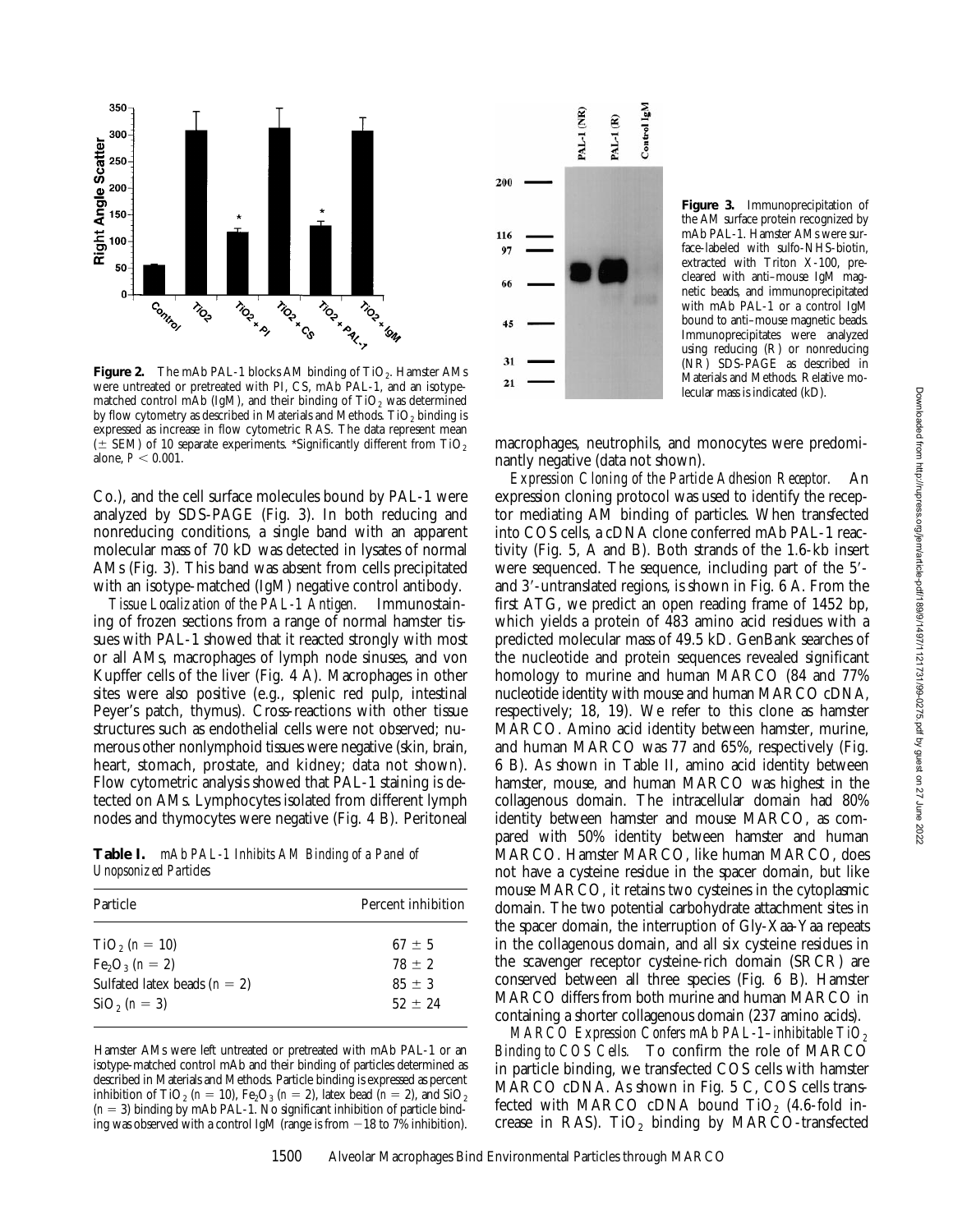**Figure 2.** The mAb PAL-1 blocks AM binding of $TiO_2$. Hamster AMs were untreated or pretreated with PI, CS, mAb PAL-1, and an isotype-matched control mAb (IgM), and their binding of $TiO_2$ was determined by flow cytometry as described in Materials and Methods. $TiO_2$ binding is expressed as increase in flow cytometric RAS. The data represent mean (± SEM) of 10 separate experiments. *Significantly different from $TiO_2$ alone, $P < 0.001$.

**Figure 3.** Immunoprecipitation of the AM surface protein recognized by mAb PAL-1. Hamster AMs were surface-labeled with sulfo-NHS-biotin, extracted with Triton X-100, precleared with anti–mouse IgM magnetic beads, and immunoprecipitated with mAb PAL-1 or a control IgM bound to anti–mouse magnetic beads. Immunoprecipitates were analyzed using reducing (R) or nonreducing (NR) SDS-PAGE as described in Materials and Methods. Relative molecular mass is indicated (kD).

Co.), and the cell surface molecules bound by PAL-1 were analyzed by SDS-PAGE (Fig. 3). In both reducing and nonreducing conditions, a single band with an apparent molecular mass of 70 kD was detected in lysates of normal AMs (Fig. 3). This band was absent from cells precipitated with an isotype-matched (IgM) negative control antibody.

*Tissue Localization of the PAL-1 Antigen.* Immunostaining of frozen sections from a range of normal hamster tissues with PAL-1 showed that it reacted strongly with most or all AMs, macrophages of lymph node sinuses, and von Kupffer cells of the liver (Fig. 4 A). Macrophages in other sites were also positive (e.g., splenic red pulp, intestinal Peyer's patch, thymus). Cross-reactions with other tissue structures such as endothelial cells were not observed; numerous other nonlymphoid tissues were negative (skin, brain, heart, stomach, prostate, and kidney; data not shown). Flow cytometric analysis showed that PAL-1 staining is detected on AMs. Lymphocytes isolated from different lymph nodes and thymocytes were negative (Fig. 4 B). Peritoneal macrophages, neutrophils, and monocytes were predominantly negative (data not shown).

**Table I.** *mAb PAL-1 Inhibits AM Binding of a Panel of Unopsonized Particles*

| Particle | Percent inhibition |
|---|---|
| $TiO_2$ ($n = 10$) | 67 ± 5 |
| $Fe_2O_3$ ($n = 2$) | 78 ± 2 |
| Sulfated latex beads ($n = 2$) | 85 ± 3 |
| $SiO_2$ ($n = 3$) | 52 ± 24 |

Hamster AMs were left untreated or pretreated with mAb PAL-1 or an isotype-matched control mAb and their binding of particles determined as described in Materials and Methods. Particle binding is expressed as percent inhibition of $TiO_2$ ($n = 10$), $Fe_2O_3$ ($n = 2$), latex bead ($n = 2$), and $SiO_2$ ($n = 3$) binding by mAb PAL-1. No significant inhibition of particle binding was observed with a control IgM (range is from −18 to 7% inhibition).

*Expression Cloning of the Particle Adhesion Receptor.* An expression cloning protocol was used to identify the receptor mediating AM binding of particles. When transfected into COS cells, a cDNA clone conferred mAb PAL-1 reactivity (Fig. 5, A and B). Both strands of the 1.6-kb insert were sequenced. The sequence, including part of the 5′- and 3′-untranslated regions, is shown in Fig. 6 A. From the first ATG, we predict an open reading frame of 1452 bp, which yields a protein of 483 amino acid residues with a predicted molecular mass of 49.5 kD. GenBank searches of the nucleotide and protein sequences revealed significant homology to murine and human MARCO (84 and 77% nucleotide identity with mouse and human MARCO cDNA, respectively; 18, 19). We refer to this clone as hamster MARCO. Amino acid identity between hamster, murine, and human MARCO was 77 and 65%, respectively (Fig. 6 B). As shown in Table II, amino acid identity between hamster, mouse, and human MARCO was highest in the collagenous domain. The intracellular domain had 80% identity between hamster and mouse MARCO, as compared with 50% identity between hamster and human MARCO. Hamster MARCO, like human MARCO, does not have a cysteine residue in the spacer domain, but like mouse MARCO, it retains two cysteines in the cytoplasmic domain. The two potential carbohydrate attachment sites in the spacer domain, the interruption of Gly-Xaa-Yaa repeats in the collagenous domain, and all six cysteine residues in the scavenger receptor cysteine-rich domain (SRCR) are conserved between all three species (Fig. 6 B). Hamster MARCO differs from both murine and human MARCO in containing a shorter collagenous domain (237 amino acids).

*MARCO Expression Confers mAb PAL-1–inhibitable $TiO_2$ Binding to COS Cells.* To confirm the role of MARCO in particle binding, we transfected COS cells with hamster MARCO cDNA. As shown in Fig. 5 C, COS cells transfected with MARCO cDNA bound $TiO_2$ (4.6-fold increase in RAS). $TiO_2$ binding by MARCO-transfected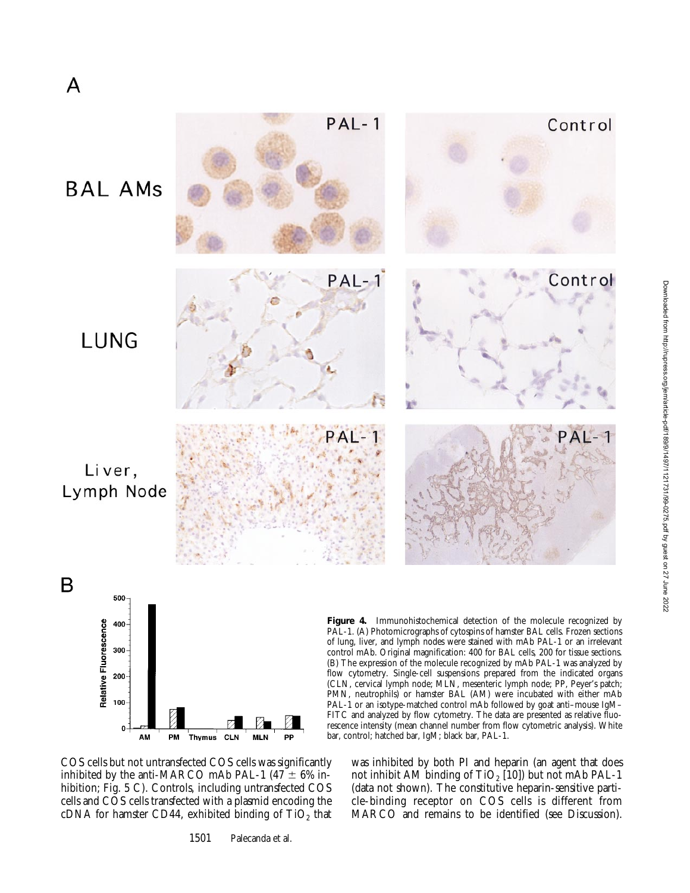**Figure 4.** Immunohistochemical detection of the molecule recognized by PAL-1. (A) Photomicrographs of cytospins of hamster BAL cells. Frozen sections of lung, liver, and lymph nodes were stained with mAb PAL-1 or an irrelevant control mAb. Original magnification: 400 for BAL cells, 200 for tissue sections. (B) The expression of the molecule recognized by mAb PAL-1 was analyzed by flow cytometry. Single-cell suspensions prepared from the indicated organs (CLN, cervical lymph node; MLN, mesenteric lymph node; PP, Peyer's patch; PMN, neutrophils) or hamster BAL (AM) were incubated with either mAb PAL-1 or an isotype-matched control mAb followed by goat anti–mouse IgM–FITC and analyzed by flow cytometry. The data are presented as relative fluorescence intensity (mean channel number from flow cytometric analysis). White bar, control; hatched bar, IgM; black bar, PAL-1.

COS cells but not untransfected COS cells was significantly inhibited by the anti-MARCO mAb PAL-1 (47 ± 6% inhibition; Fig. 5 C). Controls, including untransfected COS cells and COS cells transfected with a plasmid encoding the cDNA for hamster CD44, exhibited binding of $TiO_2$ that was inhibited by both PI and heparin (an agent that does not inhibit AM binding of $TiO_2$ [10]) but not mAb PAL-1 (data not shown). The constitutive heparin-sensitive particle-binding receptor on COS cells is different from MARCO and remains to be identified (see Discussion).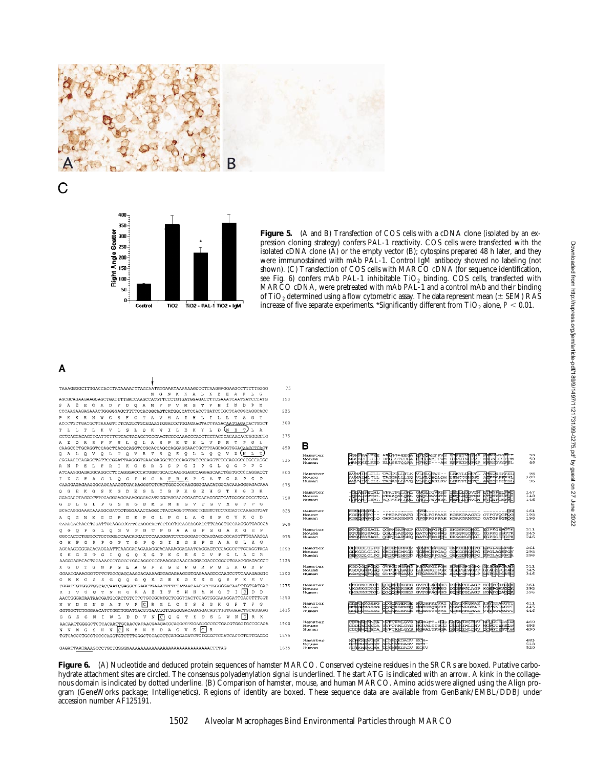**Figure 5.** (A and B) Transfection of COS cells with a cDNA clone (isolated by an expression cloning strategy) confers PAL-1 reactivity. COS cells were transfected with the isolated cDNA clone (A) or the empty vector (B); cytospins prepared 48 h later, and they were immunostained with mAb PAL-1. Control IgM antibody showed no labeling (not shown). (C) Transfection of COS cells with MARCO cDNA (for sequence identification, see Fig. 6) confers mAb PAL-1 inhibitable $TiO_2$ binding. COS cells, transfected with MARCO cDNA, were pretreated with mAb PAL-1 and a control mAb and their binding of $TiO_2$ determined using a flow cytometric assay. The data represent mean (± SEM) RAS increase of five separate experiments. *Significantly different from $TiO_2$ alone, $P < 0.01$.

**Figure 6.** (A) Nucleotide and deduced protein sequences of hamster MARCO. Conserved cysteine residues in the SRCRs are boxed. Putative carbohydrate attachment sites are circled. The consensus polyadenylation signal is underlined. The start ATG is indicated with an arrow. A kink in the collagenous domain is indicated by dotted underline. (B) Comparison of hamster, mouse, and human MARCO. Amino acids were aligned using the Align program (GeneWorks package; Intelligenetics). Regions of identity are boxed. These sequence data are available from GenBank/EMBL/DDBJ under accession number AF125191.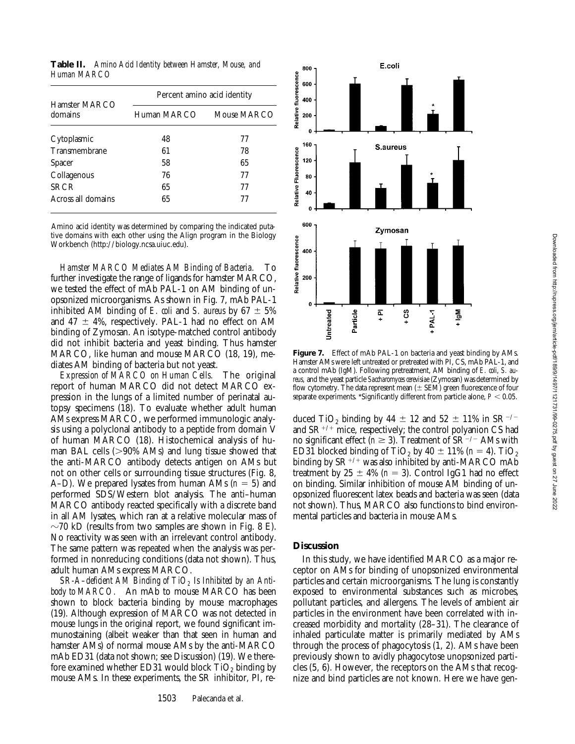**Table II.** *Amino Acid Identity between Hamster, Mouse, and Human MARCO*

| Hamster MARCO domains | Percent amino acid identity | |
|---|---|---|
| | Human MARCO | Mouse MARCO |
| Cytoplasmic | 48 | 77 |
| Transmembrane | 61 | 78 |
| Spacer | 58 | 65 |
| Collagenous | 76 | 77 |
| SRCR | 65 | 77 |
| Across all domains | 65 | 77 |

Amino acid identity was determined by comparing the indicated putative domains with each other using the Align program in the Biology Workbench (http://biology.ncsa.uiuc.edu).

*Hamster MARCO Mediates AM Binding of Bacteria.* To further investigate the range of ligands for hamster MARCO, we tested the effect of mAb PAL-1 on AM binding of unopsonized microorganisms. As shown in Fig. 7, mAb PAL-1 inhibited AM binding of *E. coli* and *S. aureus* by 67 ± 5% and 47 ± 4%, respectively. PAL-1 had no effect on AM binding of Zymosan. An isotype-matched control antibody did not inhibit bacteria and yeast binding. Thus hamster MARCO, like human and mouse MARCO (18, 19), mediates AM binding of bacteria but not yeast.

*Expression of MARCO on Human Cells.* The original report of human MARCO did not detect MARCO expression in the lungs of a limited number of perinatal autopsy specimens (18). To evaluate whether adult human AMs express MARCO, we performed immunologic analysis using a polyclonal antibody to a peptide from domain V of human MARCO (18). Histochemical analysis of human BAL cells (>90% AMs) and lung tissue showed that the anti-MARCO antibody detects antigen on AMs but not on other cells or surrounding tissue structures (Fig. 8, A–D). We prepared lysates from human AMs ($n = 5$) and performed SDS/Western blot analysis. The anti–human MARCO antibody reacted specifically with a discrete band in all AM lysates, which ran at a relative molecular mass of ~70 kD (results from two samples are shown in Fig. 8 E). No reactivity was seen with an irrelevant control antibody. The same pattern was repeated when the analysis was performed in nonreducing conditions (data not shown). Thus, adult human AMs express MARCO.

*SR-A–deficient AM Binding of $TiO_2$ Is Inhibited by an Antibody to MARCO.* An mAb to mouse MARCO has been shown to block bacteria binding by mouse macrophages (19). Although expression of MARCO was not detected in mouse lungs in the original report, we found significant immunostaining (albeit weaker than that seen in human and hamster AMs) of normal mouse AMs by the anti-MARCO mAb ED31 (data not shown; see Discussion) (19). We therefore examined whether ED31 would block $TiO_2$ binding by mouse AMs. In these experiments, the SR inhibitor, PI, reduced $TiO_2$ binding by 44 ± 12 and 52 ± 11% in $SR^{-/-}$ and $SR^{+/+}$ mice, respectively; the control polyanion CS had no significant effect ($n \geq 3$). Treatment of $SR^{-/-}$ AMs with ED31 blocked binding of $TiO_2$ by 40 ± 11% ($n = 4$). $TiO_2$ binding by $SR^{+/+}$ was also inhibited by anti-MARCO mAb treatment by 25 ± 4% ($n = 3$). Control IgG1 had no effect on binding. Similar inhibition of mouse AM binding of unopsonized fluorescent latex beads and bacteria was seen (data not shown). Thus, MARCO also functions to bind environmental particles and bacteria in mouse AMs.

**Figure 7.** Effect of mAb PAL-1 on bacteria and yeast binding by AMs. Hamster AMs were left untreated or pretreated with PI, CS, mAb PAL-1, and a control mAb (IgM). Following pretreatment, AM binding of *E. coli*, *S. aureus*, and the yeast particle *Saccharomyces cerevisiae* (Zymosan) was determined by flow cytometry. The data represent mean (± SEM) green fluorescence of four separate experiments. *Significantly different from particle alone, $P < 0.05$.

## Discussion

In this study, we have identified MARCO as a major receptor on AMs for binding of unopsonized environmental particles and certain microorganisms. The lung is constantly exposed to environmental substances such as microbes, pollutant particles, and allergens. The levels of ambient air particles in the environment have been correlated with increased morbidity and mortality (28–31). The clearance of inhaled particulate matter is primarily mediated by AMs through the process of phagocytosis (1, 2). AMs have been previously shown to avidly phagocytose unopsonized particles (5, 6). However, the receptors on the AMs that recognize and bind particles are not known. Here we have gen-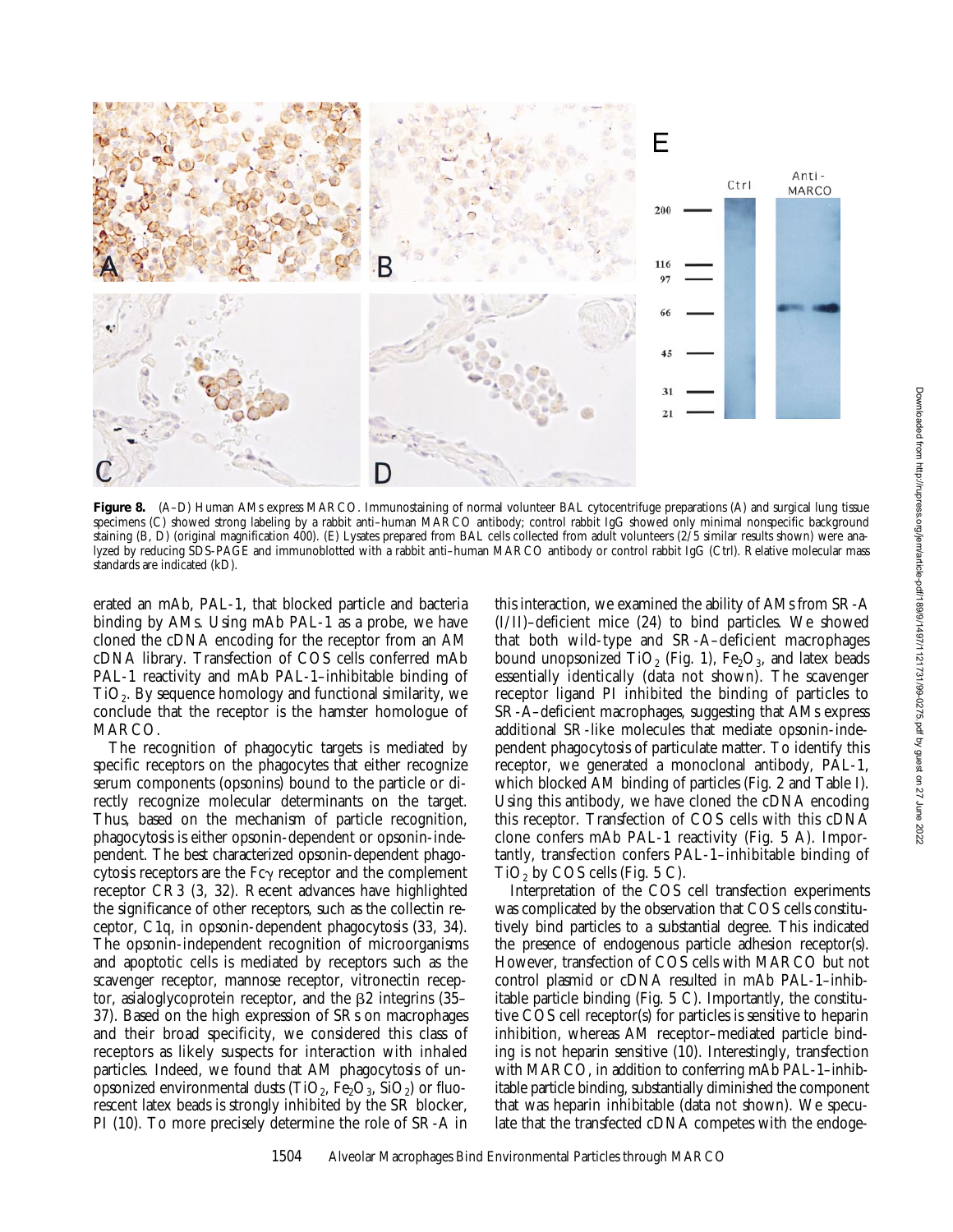**Figure 8.** (A–D) Human AMs express MARCO. Immunostaining of normal volunteer BAL cytocentrifuge preparations (A) and surgical lung tissue specimens (C) showed strong labeling by a rabbit anti–human MARCO antibody; control rabbit IgG showed only minimal nonspecific background staining (B, D) (original magnification 400). (E) Lysates prepared from BAL cells collected from adult volunteers (2/5 similar results shown) were analyzed by reducing SDS-PAGE and immunoblotted with a rabbit anti–human MARCO antibody or control rabbit IgG (Ctrl). Relative molecular mass standards are indicated (kD).

erated an mAb, PAL-1, that blocked particle and bacteria binding by AMs. Using mAb PAL-1 as a probe, we have cloned the cDNA encoding for the receptor from an AM cDNA library. Transfection of COS cells conferred mAb PAL-1 reactivity and mAb PAL-1–inhibitable binding of $TiO_2$. By sequence homology and functional similarity, we conclude that the receptor is the hamster homologue of MARCO.

The recognition of phagocytic targets is mediated by specific receptors on the phagocytes that either recognize serum components (opsonins) bound to the particle or directly recognize molecular determinants on the target. Thus, based on the mechanism of particle recognition, phagocytosis is either opsonin-dependent or opsonin-independent. The best characterized opsonin-dependent phagocytosis receptors are the Fc$\gamma$ receptor and the complement receptor CR3 (3, 32). Recent advances have highlighted the significance of other receptors, such as the collectin receptor, C1q, in opsonin-dependent phagocytosis (33, 34). The opsonin-independent recognition of microorganisms and apoptotic cells is mediated by receptors such as the scavenger receptor, mannose receptor, vitronectin receptor, asialoglycoprotein receptor, and the $\beta$2 integrins (35–37). Based on the high expression of SRs on macrophages and their broad specificity, we considered this class of receptors as likely suspects for interaction with inhaled particles. Indeed, we found that AM phagocytosis of unopsonized environmental dusts ($TiO_2$, $Fe_2O_3$, $SiO_2$) or fluorescent latex beads is strongly inhibited by the SR blocker, PI (10). To more precisely determine the role of SR-A in this interaction, we examined the ability of AMs from SR-A (I/II)–deficient mice (24) to bind particles. We showed that both wild-type and SR-A–deficient macrophages bound unopsonized $TiO_2$ (Fig. 1), $Fe_2O_3$, and latex beads essentially identically (data not shown). The scavenger receptor ligand PI inhibited the binding of particles to SR-A–deficient macrophages, suggesting that AMs express additional SR-like molecules that mediate opsonin-independent phagocytosis of particulate matter. To identify this receptor, we generated a monoclonal antibody, PAL-1, which blocked AM binding of particles (Fig. 2 and Table I). Using this antibody, we have cloned the cDNA encoding this receptor. Transfection of COS cells with this cDNA clone confers mAb PAL-1 reactivity (Fig. 5 A). Importantly, transfection confers PAL-1–inhibitable binding of $TiO_2$ by COS cells (Fig. 5 C).

Interpretation of the COS cell transfection experiments was complicated by the observation that COS cells constitutively bind particles to a substantial degree. This indicated the presence of endogenous particle adhesion receptor(s). However, transfection of COS cells with MARCO but not control plasmid or cDNA resulted in mAb PAL-1–inhibitable particle binding (Fig. 5 C). Importantly, the constitutive COS cell receptor(s) for particles is sensitive to heparin inhibition, whereas AM receptor–mediated particle binding is not heparin sensitive (10). Interestingly, transfection with MARCO, in addition to conferring mAb PAL-1–inhibitable particle binding, substantially diminished the component that was heparin inhibitable (data not shown). We speculate that the transfected cDNA competes with the endoge-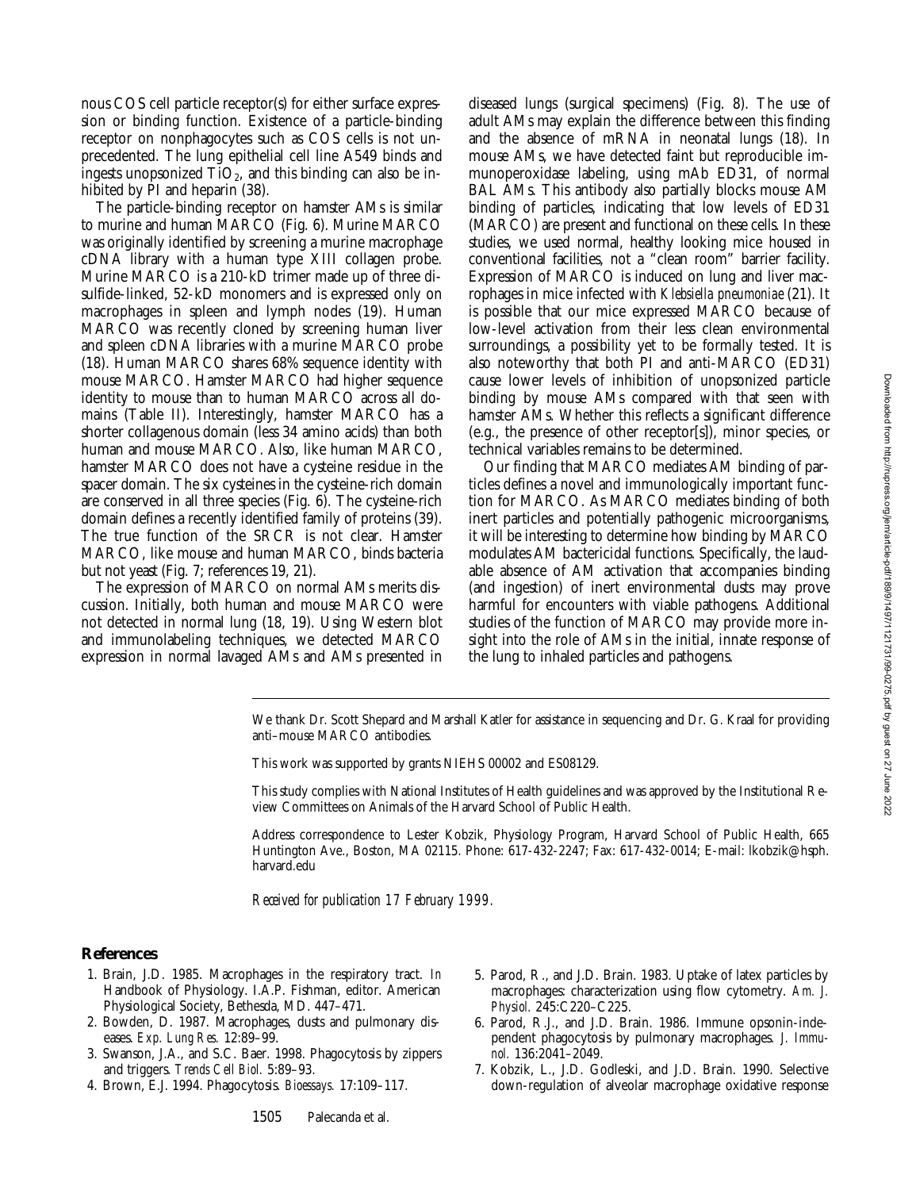nous COS cell particle receptor(s) for either surface expression or binding function. Existence of a particle-binding receptor on nonphagocytes such as COS cells is not unprecedented. The lung epithelial cell line A549 binds and ingests unopsonized $TiO_2$, and this binding can also be inhibited by PI and heparin (38).

The particle-binding receptor on hamster AMs is similar to murine and human MARCO (Fig. 6). Murine MARCO was originally identified by screening a murine macrophage cDNA library with a human type XIII collagen probe. Murine MARCO is a 210-kD trimer made up of three disulfide-linked, 52-kD monomers and is expressed only on macrophages in spleen and lymph nodes (19). Human MARCO was recently cloned by screening human liver and spleen cDNA libraries with a murine MARCO probe (18). Human MARCO shares 68% sequence identity with mouse MARCO. Hamster MARCO had higher sequence identity to mouse than to human MARCO across all domains (Table II). Interestingly, hamster MARCO has a shorter collagenous domain (less 34 amino acids) than both human and mouse MARCO. Also, like human MARCO, hamster MARCO does not have a cysteine residue in the spacer domain. The six cysteines in the cysteine-rich domain are conserved in all three species (Fig. 6). The cysteine-rich domain defines a recently identified family of proteins (39). The true function of the SRCR is not clear. Hamster MARCO, like mouse and human MARCO, binds bacteria but not yeast (Fig. 7; references 19, 21).

The expression of MARCO on normal AMs merits discussion. Initially, both human and mouse MARCO were not detected in normal lung (18, 19). Using Western blot and immunolabeling techniques, we detected MARCO expression in normal lavaged AMs and AMs presented in diseased lungs (surgical specimens) (Fig. 8). The use of adult AMs may explain the difference between this finding and the absence of mRNA in neonatal lungs (18). In mouse AMs, we have detected faint but reproducible immunoperoxidase labeling, using mAb ED31, of normal BAL AMs. This antibody also partially blocks mouse AM binding of particles, indicating that low levels of ED31 (MARCO) are present and functional on these cells. In these studies, we used normal, healthy looking mice housed in conventional facilities, not a "clean room" barrier facility. Expression of MARCO is induced on lung and liver macrophages in mice infected with *Klebsiella pneumoniae* (21). It is possible that our mice expressed MARCO because of low-level activation from their less clean environmental surroundings, a possibility yet to be formally tested. It is also noteworthy that both PI and anti-MARCO (ED31) cause lower levels of inhibition of unopsonized particle binding by mouse AMs compared with that seen with hamster AMs. Whether this reflects a significant difference (e.g., the presence of other receptor[s]), minor species, or technical variables remains to be determined.

Our finding that MARCO mediates AM binding of particles defines a novel and immunologically important function for MARCO. As MARCO mediates binding of both inert particles and potentially pathogenic microorganisms, it will be interesting to determine how binding by MARCO modulates AM bactericidal functions. Specifically, the laudable absence of AM activation that accompanies binding (and ingestion) of inert environmental dusts may prove harmful for encounters with viable pathogens. Additional studies of the function of MARCO may provide more insight into the role of AMs in the initial, innate response of the lung to inhaled particles and pathogens.

We thank Dr. Scott Shepard and Marshall Katler for assistance in sequencing and Dr. G. Kraal for providing anti–mouse MARCO antibodies.

This work was supported by grants NIEHS 00002 and ES08129.

This study complies with National Institutes of Health guidelines and was approved by the Institutional Review Committees on Animals of the Harvard School of Public Health.

Address correspondence to Lester Kobzik, Physiology Program, Harvard School of Public Health, 665 Huntington Ave., Boston, MA 02115. Phone: 617-432-2247; Fax: 617-432-0014; E-mail: lkobzik@hsph.harvard.edu

*Received for publication 17 February 1999.*

## References

1. Brain, J.D. 1985. Macrophages in the respiratory tract. *In* Handbook of Physiology. I.A.P. Fishman, editor. American Physiological Society, Bethesda, MD. 447–471.
2. Bowden, D. 1987. Macrophages, dusts and pulmonary diseases. *Exp. Lung Res.* 12:89–99.
3. Swanson, J.A., and S.C. Baer. 1998. Phagocytosis by zippers and triggers. *Trends Cell Biol.* 5:89–93.
4. Brown, E.J. 1994. Phagocytosis. *Bioessays.* 17:109–117.
5. Parod, R., and J.D. Brain. 1983. Uptake of latex particles by macrophages: characterization using flow cytometry. *Am. J. Physiol.* 245:C220–C225.
6. Parod, R.J., and J.D. Brain. 1986. Immune opsonin-independent phagocytosis by pulmonary macrophages. *J. Immunol.* 136:2041–2049.
7. Kobzik, L., J.D. Godleski, and J.D. Brain. 1990. Selective down-regulation of alveolar macrophage oxidative response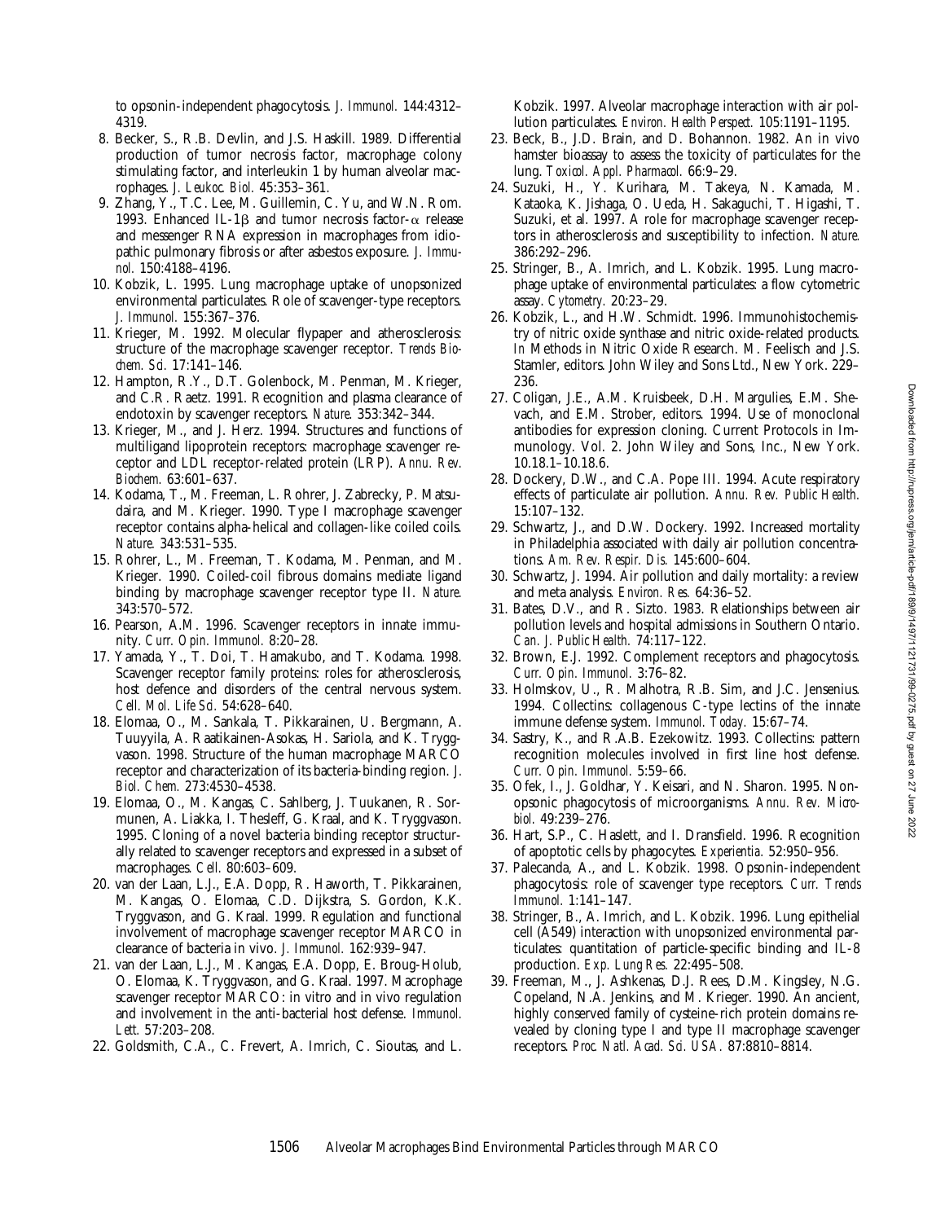to opsonin-independent phagocytosis. *J. Immunol.* 144:4312–4319.

8. Becker, S., R.B. Devlin, and J.S. Haskill. 1989. Differential production of tumor necrosis factor, macrophage colony stimulating factor, and interleukin 1 by human alveolar macrophages. *J. Leukoc. Biol.* 45:353–361.
9. Zhang, Y., T.C. Lee, M. Guillemin, C. Yu, and W.N. Rom. 1993. Enhanced IL-1β and tumor necrosis factor-α release and messenger RNA expression in macrophages from idiopathic pulmonary fibrosis or after asbestos exposure. *J. Immunol.* 150:4188–4196.
10. Kobzik, L. 1995. Lung macrophage uptake of unopsonized environmental particulates. Role of scavenger-type receptors. *J. Immunol.* 155:367–376.
11. Krieger, M. 1992. Molecular flypaper and atherosclerosis: structure of the macrophage scavenger receptor. *Trends Biochem. Sci.* 17:141–146.
12. Hampton, R.Y., D.T. Golenbock, M. Penman, M. Krieger, and C.R. Raetz. 1991. Recognition and plasma clearance of endotoxin by scavenger receptors. *Nature.* 353:342–344.
13. Krieger, M., and J. Herz. 1994. Structures and functions of multiligand lipoprotein receptors: macrophage scavenger receptor and LDL receptor-related protein (LRP). *Annu. Rev. Biochem.* 63:601–637.
14. Kodama, T., M. Freeman, L. Rohrer, J. Zabrecky, P. Matsudaira, and M. Krieger. 1990. Type I macrophage scavenger receptor contains alpha-helical and collagen-like coiled coils. *Nature.* 343:531–535.
15. Rohrer, L., M. Freeman, T. Kodama, M. Penman, and M. Krieger. 1990. Coiled-coil fibrous domains mediate ligand binding by macrophage scavenger receptor type II. *Nature.* 343:570–572.
16. Pearson, A.M. 1996. Scavenger receptors in innate immunity. *Curr. Opin. Immunol.* 8:20–28.
17. Yamada, Y., T. Doi, T. Hamakubo, and T. Kodama. 1998. Scavenger receptor family proteins: roles for atherosclerosis, host defence and disorders of the central nervous system. *Cell. Mol. Life Sci.* 54:628–640.
18. Elomaa, O., M. Sankala, T. Pikkarainen, U. Bergmann, A. Tuuyyila, A. Raatikainen-Asokas, H. Sariola, and K. Tryggvason. 1998. Structure of the human macrophage MARCO receptor and characterization of its bacteria-binding region. *J. Biol. Chem.* 273:4530–4538.
19. Elomaa, O., M. Kangas, C. Sahlberg, J. Tuukanen, R. Sormunen, A. Liakka, I. Thesleff, G. Kraal, and K. Tryggvason. 1995. Cloning of a novel bacteria binding receptor structurally related to scavenger receptors and expressed in a subset of macrophages. *Cell.* 80:603–609.
20. van der Laan, L.J., E.A. Dopp, R. Haworth, T. Pikkarainen, M. Kangas, O. Elomaa, C.D. Dijkstra, S. Gordon, K.K. Tryggvason, and G. Kraal. 1999. Regulation and functional involvement of macrophage scavenger receptor MARCO in clearance of bacteria in vivo. *J. Immunol.* 162:939–947.
21. van der Laan, L.J., M. Kangas, E.A. Dopp, E. Broug-Holub, O. Elomaa, K. Tryggvason, and G. Kraal. 1997. Macrophage scavenger receptor MARCO: in vitro and in vivo regulation and involvement in the anti-bacterial host defense. *Immunol. Lett.* 57:203–208.
22. Goldsmith, C.A., C. Frevert, A. Imrich, C. Sioutas, and L. Kobzik. 1997. Alveolar macrophage interaction with air pollution particulates. *Environ. Health Perspect.* 105:1191–1195.
23. Beck, B., J.D. Brain, and D. Bohannon. 1982. An in vivo hamster bioassay to assess the toxicity of particulates for the lung. *Toxicol. Appl. Pharmacol.* 66:9–29.
24. Suzuki, H., Y. Kurihara, M. Takeya, N. Kamada, M. Kataoka, K. Jishaga, O. Ueda, H. Sakaguchi, T. Higashi, T. Suzuki, et al. 1997. A role for macrophage scavenger receptors in atherosclerosis and susceptibility to infection. *Nature.* 386:292–296.
25. Stringer, B., A. Imrich, and L. Kobzik. 1995. Lung macrophage uptake of environmental particulates: a flow cytometric assay. *Cytometry.* 20:23–29.
26. Kobzik, L., and H.W. Schmidt. 1996. Immunohistochemistry of nitric oxide synthase and nitric oxide-related products. *In* Methods in Nitric Oxide Research. M. Feelisch and J.S. Stamler, editors. John Wiley and Sons Ltd., New York. 229–236.
27. Coligan, J.E., A.M. Kruisbeek, D.H. Margulies, E.M. Shevach, and E.M. Strober, editors. 1994. Use of monoclonal antibodies for expression cloning. Current Protocols in Immunology. Vol. 2. John Wiley and Sons, Inc., New York. 10.18.1–10.18.6.
28. Dockery, D.W., and C.A. Pope III. 1994. Acute respiratory effects of particulate air pollution. *Annu. Rev. Public Health.* 15:107–132.
29. Schwartz, J., and D.W. Dockery. 1992. Increased mortality in Philadelphia associated with daily air pollution concentrations. *Am. Rev. Respir. Dis.* 145:600–604.
30. Schwartz, J. 1994. Air pollution and daily mortality: a review and meta analysis. *Environ. Res.* 64:36–52.
31. Bates, D.V., and R. Sizto. 1983. Relationships between air pollution levels and hospital admissions in Southern Ontario. *Can. J. Public Health.* 74:117–122.
32. Brown, E.J. 1992. Complement receptors and phagocytosis. *Curr. Opin. Immunol.* 3:76–82.
33. Holmskov, U., R. Malhotra, R.B. Sim, and J.C. Jensenius. 1994. Collectins: collagenous C-type lectins of the innate immune defense system. *Immunol. Today.* 15:67–74.
34. Sastry, K., and R.A.B. Ezekowitz. 1993. Collectins: pattern recognition molecules involved in first line host defense. *Curr. Opin. Immunol.* 5:59–66.
35. Ofek, I., J. Goldhar, Y. Keisari, and N. Sharon. 1995. Nonopsonic phagocytosis of microorganisms. *Annu. Rev. Microbiol.* 49:239–276.
36. Hart, S.P., C. Haslett, and I. Dransfield. 1996. Recognition of apoptotic cells by phagocytes. *Experientia.* 52:950–956.
37. Palecanda, A., and L. Kobzik. 1998. Opsonin-independent phagocytosis: role of scavenger type receptors. *Curr. Trends Immunol.* 1:141–147.
38. Stringer, B., A. Imrich, and L. Kobzik. 1996. Lung epithelial cell (A549) interaction with unopsonized environmental particulates: quantitation of particle-specific binding and IL-8 production. *Exp. Lung Res.* 22:495–508.
39. Freeman, M., J. Ashkenas, D.J. Rees, D.M. Kingsley, N.G. Copeland, N.A. Jenkins, and M. Krieger. 1990. An ancient, highly conserved family of cysteine-rich protein domains revealed by cloning type I and type II macrophage scavenger receptors. *Proc. Natl. Acad. Sci. USA.* 87:8810–8814.